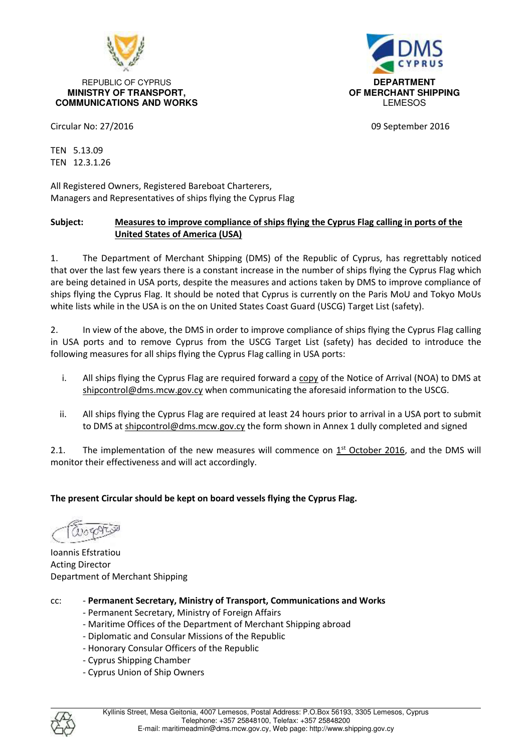REPUBLIC OF CYPRUS
**MINISTRY OF TRANSPORT, COMMUNICATIONS AND WORKS**

**DEPARTMENT OF MERCHANT SHIPPING**
LEMESOS

Circular No: 27/2016

09 September 2016

TEN 5.13.09
TEN 12.3.1.26

All Registered Owners, Registered Bareboat Charterers,
Managers and Representatives of ships flying the Cyprus Flag

**Subject:** **Measures to improve compliance of ships flying the Cyprus Flag calling in ports of the United States of America (USA)**

1. The Department of Merchant Shipping (DMS) of the Republic of Cyprus, has regrettably noticed that over the last few years there is a constant increase in the number of ships flying the Cyprus Flag which are being detained in USA ports, despite the measures and actions taken by DMS to improve compliance of ships flying the Cyprus Flag. It should be noted that Cyprus is currently on the Paris MoU and Tokyo MoUs white lists while in the USA is on the on United States Coast Guard (USCG) Target List (safety).

2. In view of the above, the DMS in order to improve compliance of ships flying the Cyprus Flag calling in USA ports and to remove Cyprus from the USCG Target List (safety) has decided to introduce the following measures for all ships flying the Cyprus Flag calling in USA ports:

   i. All ships flying the Cyprus Flag are required forward a copy of the Notice of Arrival (NOA) to DMS at shipcontrol@dms.mcw.gov.cy when communicating the aforesaid information to the USCG.

   ii. All ships flying the Cyprus Flag are required at least 24 hours prior to arrival in a USA port to submit to DMS at shipcontrol@dms.mcw.gov.cy the form shown in Annex 1 dully completed and signed

2.1. The implementation of the new measures will commence on 1st October 2016, and the DMS will monitor their effectiveness and will act accordingly.

**The present Circular should be kept on board vessels flying the Cyprus Flag.**

Ioannis Efstratiou
Acting Director
Department of Merchant Shipping

cc:
- **Permanent Secretary, Ministry of Transport, Communications and Works**
- Permanent Secretary, Ministry of Foreign Affairs
- Maritime Offices of the Department of Merchant Shipping abroad
- Diplomatic and Consular Missions of the Republic
- Honorary Consular Officers of the Republic
- Cyprus Shipping Chamber
- Cyprus Union of Ship Owners

Kyllinis Street, Mesa Geitonia, 4007 Lemesos, Postal Address: P.O.Box 56193, 3305 Lemesos, Cyprus
Telephone: +357 25848100, Telefax: +357 25848200
E-mail: maritimeadmin@dms.mcw.gov.cy, Web page: http://www.shipping.gov.cy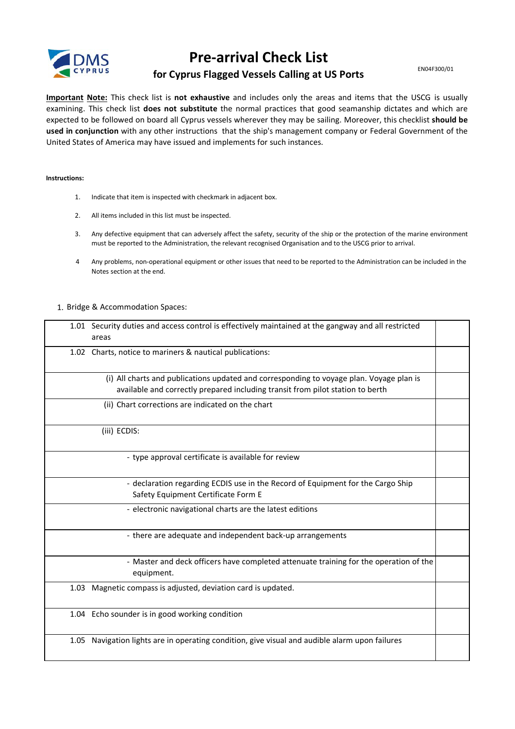# Pre-arrival Check List

## for Cyprus Flagged Vessels Calling at US Ports

EN04F300/01

**Important Note:** This check list is **not exhaustive** and includes only the areas and items that the USCG is usually examining. This check list **does not substitute** the normal practices that good seamanship dictates and which are expected to be followed on board all Cyprus vessels wherever they may be sailing. Moreover, this checklist **should be used in conjunction** with any other instructions that the ship's management company or Federal Government of the United States of America may have issued and implements for such instances.

**Instructions:**

1. Indicate that item is inspected with checkmark in adjacent box.
2. All items included in this list must be inspected.
3. Any defective equipment that can adversely affect the safety, security of the ship or the protection of the marine environment must be reported to the Administration, the relevant recognised Organisation and to the USCG prior to arrival.
4. Any problems, non-operational equipment or other issues that need to be reported to the Administration can be included in the Notes section at the end.

1. Bridge & Accommodation Spaces:

| Item | ✓ |
|---|---|
| 1.01 Security duties and access control is effectively maintained at the gangway and all restricted areas | |
| 1.02 Charts, notice to mariners & nautical publications: | |
| (i) All charts and publications updated and corresponding to voyage plan. Voyage plan is available and correctly prepared including transit from pilot station to berth | |
| (ii) Chart corrections are indicated on the chart | |
| (iii) ECDIS: | |
| - type approval certificate is available for review | |
| - declaration regarding ECDIS use in the Record of Equipment for the Cargo Ship Safety Equipment Certificate Form E | |
| - electronic navigational charts are the latest editions | |
| - there are adequate and independent back-up arrangements | |
| - Master and deck officers have completed attenuate training for the operation of the equipment. | |
| 1.03 Magnetic compass is adjusted, deviation card is updated. | |
| 1.04 Echo sounder is in good working condition | |
| 1.05 Navigation lights are in operating condition, give visual and audible alarm upon failures | |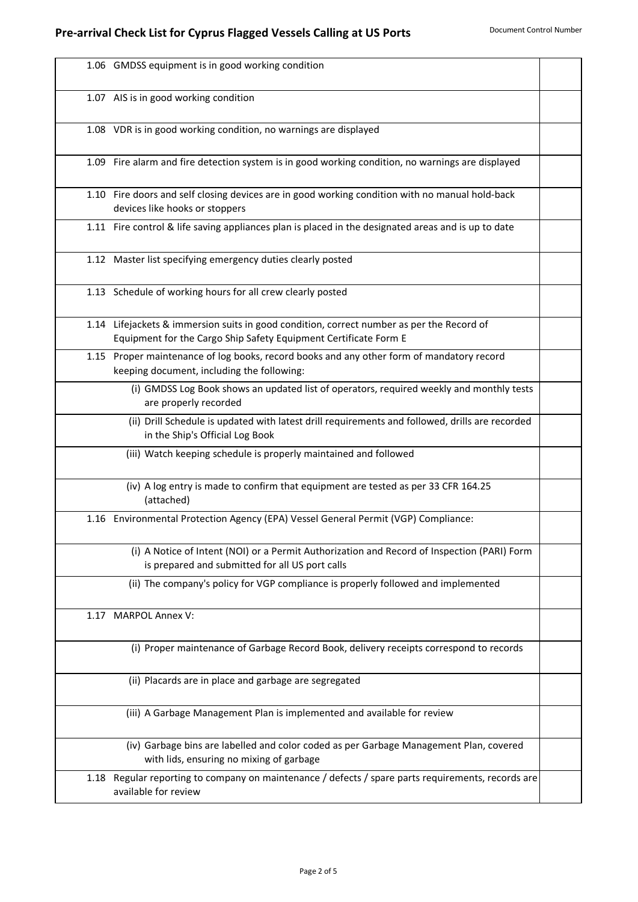| | | |
|---|---|---|
| 1.06 | GMDSS equipment is in good working condition | |
| 1.07 | AIS is in good working condition | |
| 1.08 | VDR is in good working condition, no warnings are displayed | |
| 1.09 | Fire alarm and fire detection system is in good working condition, no warnings are displayed | |
| 1.10 | Fire doors and self closing devices are in good working condition with no manual hold-back devices like hooks or stoppers | |
| 1.11 | Fire control & life saving appliances plan is placed in the designated areas and is up to date | |
| 1.12 | Master list specifying emergency duties clearly posted | |
| 1.13 | Schedule of working hours for all crew clearly posted | |
| 1.14 | Lifejackets & immersion suits in good condition, correct number as per the Record of Equipment for the Cargo Ship Safety Equipment Certificate Form E | |
| 1.15 | Proper maintenance of log books, record books and any other form of mandatory record keeping document, including the following: | |
| | (i) GMDSS Log Book shows an updated list of operators, required weekly and monthly tests are properly recorded | |
| | (ii) Drill Schedule is updated with latest drill requirements and followed, drills are recorded in the Ship's Official Log Book | |
| | (iii) Watch keeping schedule is properly maintained and followed | |
| | (iv) A log entry is made to confirm that equipment are tested as per 33 CFR 164.25 (attached) | |
| 1.16 | Environmental Protection Agency (EPA) Vessel General Permit (VGP) Compliance: | |
| | (i) A Notice of Intent (NOI) or a Permit Authorization and Record of Inspection (PARI) Form is prepared and submitted for all US port calls | |
| | (ii) The company's policy for VGP compliance is properly followed and implemented | |
| 1.17 | MARPOL Annex V: | |
| | (i) Proper maintenance of Garbage Record Book, delivery receipts correspond to records | |
| | (ii) Placards are in place and garbage are segregated | |
| | (iii) A Garbage Management Plan is implemented and available for review | |
| | (iv) Garbage bins are labelled and color coded as per Garbage Management Plan, covered with lids, ensuring no mixing of garbage | |
| 1.18 | Regular reporting to company on maintenance / defects / spare parts requirements, records are available for review | |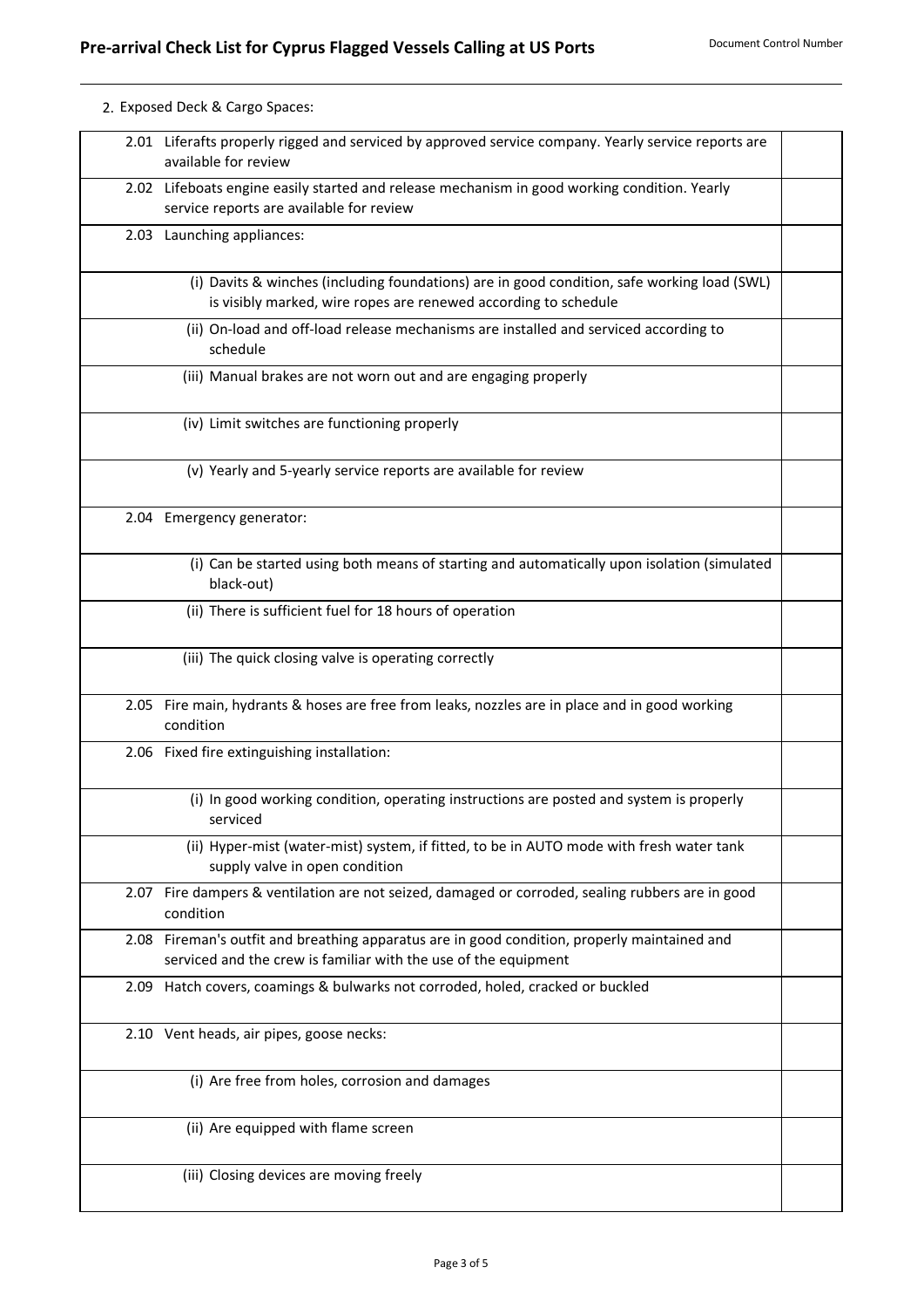2. Exposed Deck & Cargo Spaces:

| | | |
|---|---|---|
| 2.01 | Liferafts properly rigged and serviced by approved service company. Yearly service reports are available for review | |
| 2.02 | Lifeboats engine easily started and release mechanism in good working condition. Yearly service reports are available for review | |
| 2.03 | Launching appliances: | |
| | (i) Davits & winches (including foundations) are in good condition, safe working load (SWL) is visibly marked, wire ropes are renewed according to schedule | |
| | (ii) On-load and off-load release mechanisms are installed and serviced according to schedule | |
| | (iii) Manual brakes are not worn out and are engaging properly | |
| | (iv) Limit switches are functioning properly | |
| | (v) Yearly and 5-yearly service reports are available for review | |
| 2.04 | Emergency generator: | |
| | (i) Can be started using both means of starting and automatically upon isolation (simulated black-out) | |
| | (ii) There is sufficient fuel for 18 hours of operation | |
| | (iii) The quick closing valve is operating correctly | |
| 2.05 | Fire main, hydrants & hoses are free from leaks, nozzles are in place and in good working condition | |
| 2.06 | Fixed fire extinguishing installation: | |
| | (i) In good working condition, operating instructions are posted and system is properly serviced | |
| | (ii) Hyper-mist (water-mist) system, if fitted, to be in AUTO mode with fresh water tank supply valve in open condition | |
| 2.07 | Fire dampers & ventilation are not seized, damaged or corroded, sealing rubbers are in good condition | |
| 2.08 | Fireman's outfit and breathing apparatus are in good condition, properly maintained and serviced and the crew is familiar with the use of the equipment | |
| 2.09 | Hatch covers, coamings & bulwarks not corroded, holed, cracked or buckled | |
| 2.10 | Vent heads, air pipes, goose necks: | |
| | (i) Are free from holes, corrosion and damages | |
| | (ii) Are equipped with flame screen | |
| | (iii) Closing devices are moving freely | |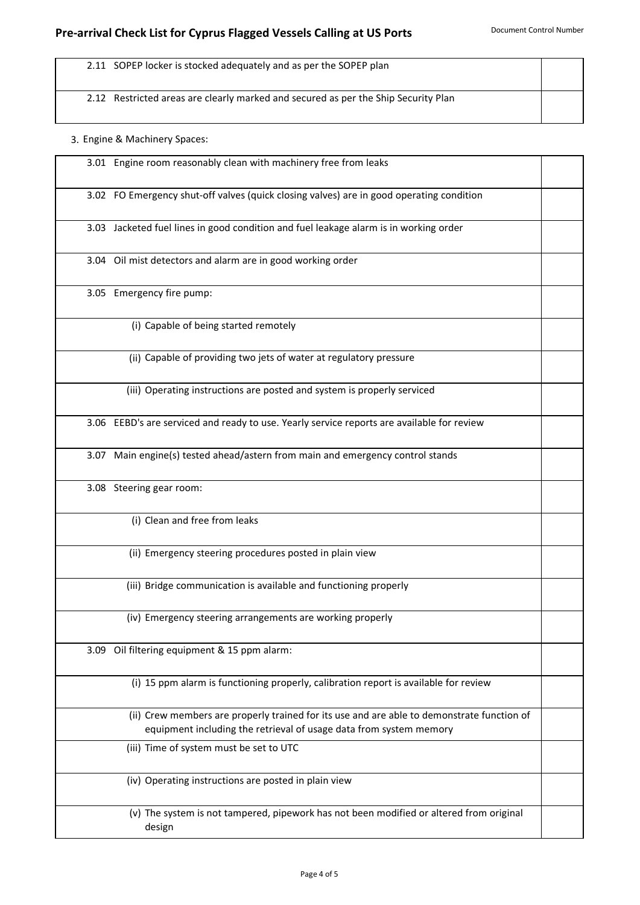| | |
|---|---|
| 2.11 SOPEP locker is stocked adequately and as per the SOPEP plan | |
| 2.12 Restricted areas are clearly marked and secured as per the Ship Security Plan | |

3. Engine & Machinery Spaces:

| | |
|---|---|
| 3.01 Engine room reasonably clean with machinery free from leaks | |
| 3.02 FO Emergency shut-off valves (quick closing valves) are in good operating condition | |
| 3.03 Jacketed fuel lines in good condition and fuel leakage alarm is in working order | |
| 3.04 Oil mist detectors and alarm are in good working order | |
| 3.05 Emergency fire pump: | |
| (i) Capable of being started remotely | |
| (ii) Capable of providing two jets of water at regulatory pressure | |
| (iii) Operating instructions are posted and system is properly serviced | |
| 3.06 EEBD's are serviced and ready to use. Yearly service reports are available for review | |
| 3.07 Main engine(s) tested ahead/astern from main and emergency control stands | |
| 3.08 Steering gear room: | |
| (i) Clean and free from leaks | |
| (ii) Emergency steering procedures posted in plain view | |
| (iii) Bridge communication is available and functioning properly | |
| (iv) Emergency steering arrangements are working properly | |
| 3.09 Oil filtering equipment & 15 ppm alarm: | |
| (i) 15 ppm alarm is functioning properly, calibration report is available for review | |
| (ii) Crew members are properly trained for its use and are able to demonstrate function of equipment including the retrieval of usage data from system memory | |
| (iii) Time of system must be set to UTC | |
| (iv) Operating instructions are posted in plain view | |
| (v) The system is not tampered, pipework has not been modified or altered from original design | |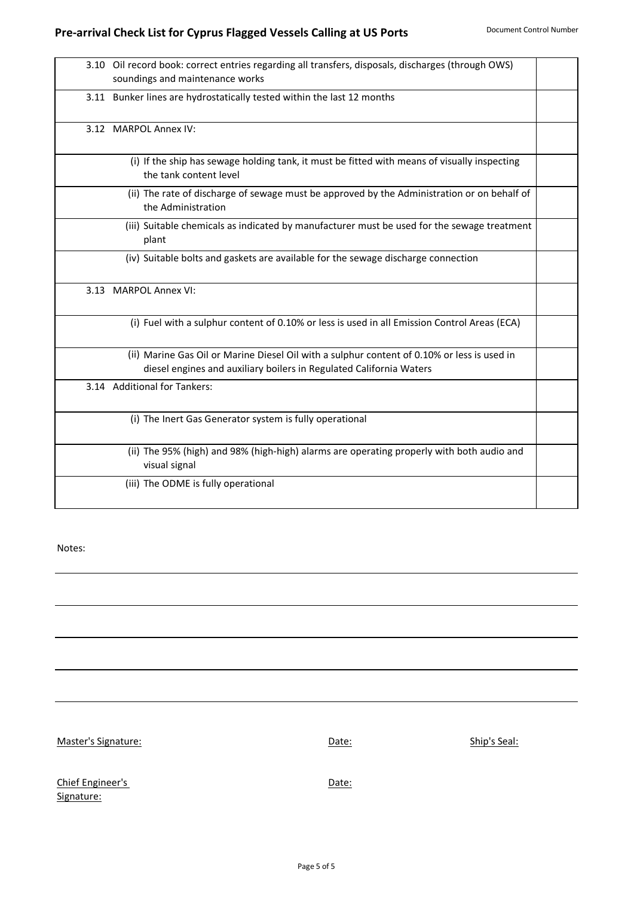| | |
|---|---|
| 3.10 Oil record book: correct entries regarding all transfers, disposals, discharges (through OWS) soundings and maintenance works | |
| 3.11 Bunker lines are hydrostatically tested within the last 12 months | |
| 3.12 MARPOL Annex IV: | |
| (i) If the ship has sewage holding tank, it must be fitted with means of visually inspecting the tank content level | |
| (ii) The rate of discharge of sewage must be approved by the Administration or on behalf of the Administration | |
| (iii) Suitable chemicals as indicated by manufacturer must be used for the sewage treatment plant | |
| (iv) Suitable bolts and gaskets are available for the sewage discharge connection | |
| 3.13 MARPOL Annex VI: | |
| (i) Fuel with a sulphur content of 0.10% or less is used in all Emission Control Areas (ECA) | |
| (ii) Marine Gas Oil or Marine Diesel Oil with a sulphur content of 0.10% or less is used in diesel engines and auxiliary boilers in Regulated California Waters | |
| 3.14 Additional for Tankers: | |
| (i) The Inert Gas Generator system is fully operational | |
| (ii) The 95% (high) and 98% (high-high) alarms are operating properly with both audio and visual signal | |
| (iii) The ODME is fully operational | |

Notes:

Master's Signature: Date: Ship's Seal:

Chief Engineer's Signature: Date: